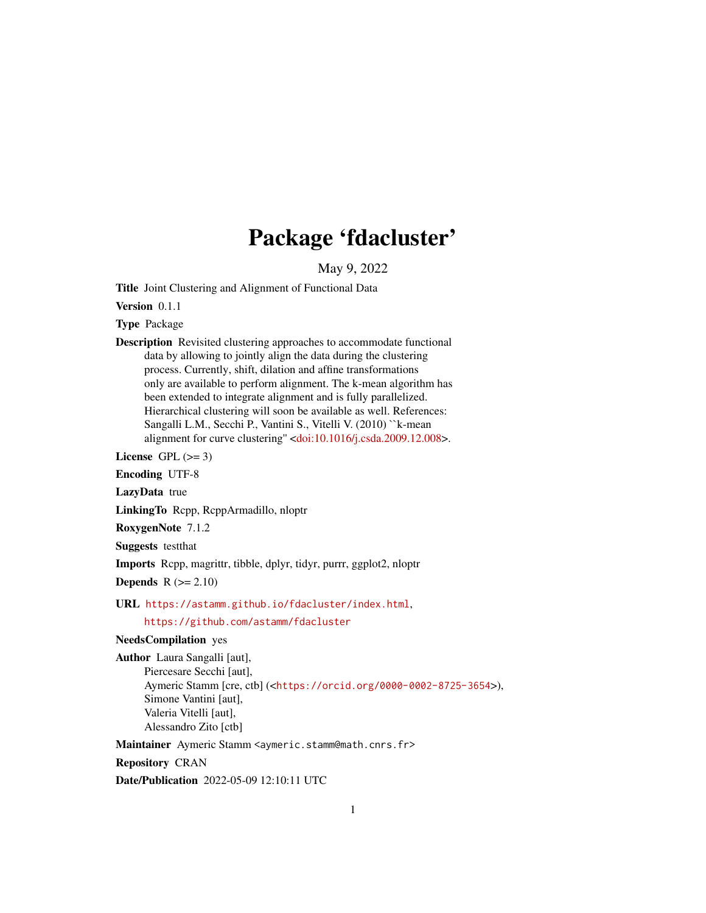# Package 'fdacluster'

May 9, 2022

**Title** Joint Clustering and Alignment of Functional Data

**Version** 0.1.1

**Type** Package

**Description** Revisited clustering approaches to accommodate functional data by allowing to jointly align the data during the clustering process. Currently, shift, dilation and affine transformations only are available to perform alignment. The k-mean algorithm has been extended to integrate alignment and is fully parallelized. Hierarchical clustering will soon be available as well. References: Sangalli L.M., Secchi P., Vantini S., Vitelli V. (2010) ``k-mean alignment for curve clustering'' <doi:10.1016/j.csda.2009.12.008>.

**License** GPL (>= 3)

**Encoding** UTF-8

**LazyData** true

**LinkingTo** Rcpp, RcppArmadillo, nloptr

**RoxygenNote** 7.1.2

**Suggests** testthat

**Imports** Rcpp, magrittr, tibble, dplyr, tidyr, purrr, ggplot2, nloptr

**Depends** R (>= 2.10)

**URL** https://astamm.github.io/fdacluster/index.html, https://github.com/astamm/fdacluster

**NeedsCompilation** yes

**Author** Laura Sangalli [aut],
Piercesare Secchi [aut],
Aymeric Stamm [cre, ctb] (<https://orcid.org/0000-0002-8725-3654>),
Simone Vantini [aut],
Valeria Vitelli [aut],
Alessandro Zito [ctb]

**Maintainer** Aymeric Stamm <aymeric.stamm@math.cnrs.fr>

**Repository** CRAN

**Date/Publication** 2022-05-09 12:10:11 UTC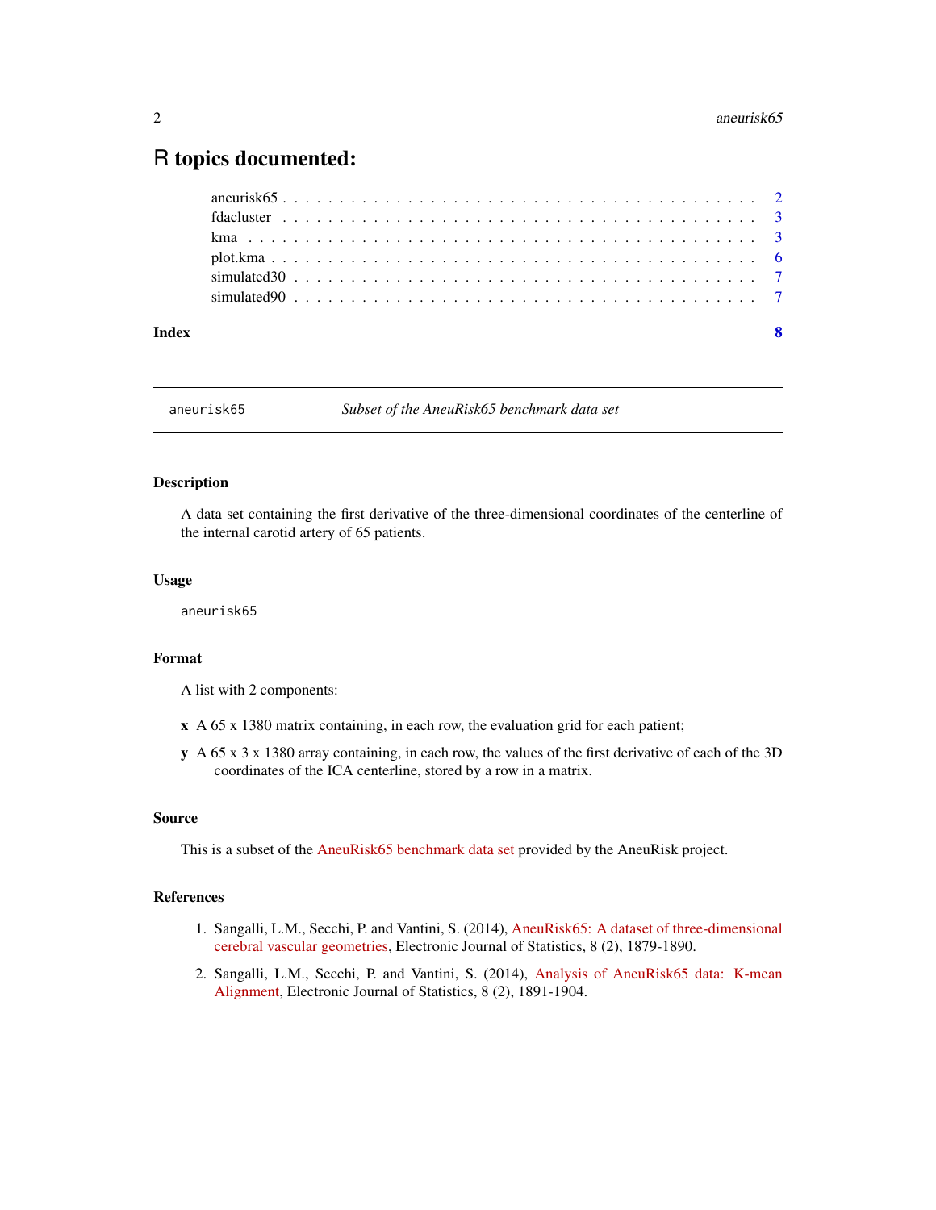# R topics documented:

- aneurisk65 . . . . . . . . . . . . . . . . . . . . . . . . . . . . . . . . . . . . . . . . 2
- fdacluster . . . . . . . . . . . . . . . . . . . . . . . . . . . . . . . . . . . . . . . . 3
- kma . . . . . . . . . . . . . . . . . . . . . . . . . . . . . . . . . . . . . . . . . . . 3
- plot.kma . . . . . . . . . . . . . . . . . . . . . . . . . . . . . . . . . . . . . . . . 6
- simulated30 . . . . . . . . . . . . . . . . . . . . . . . . . . . . . . . . . . . . . . . 7
- simulated90 . . . . . . . . . . . . . . . . . . . . . . . . . . . . . . . . . . . . . . . 7

**Index** **8**

---

## aneurisk65 *Subset of the AneuRisk65 benchmark data set*

---

### Description

A data set containing the first derivative of the three-dimensional coordinates of the centerline of the internal carotid artery of 65 patients.

### Usage

```
aneurisk65
```

### Format

A list with 2 components:

**x** A 65 x 1380 matrix containing, in each row, the evaluation grid for each patient;

**y** A 65 x 3 x 1380 array containing, in each row, the values of the first derivative of each of the 3D coordinates of the ICA centerline, stored by a row in a matrix.

### Source

This is a subset of the AneuRisk65 benchmark data set provided by the AneuRisk project.

### References

1. Sangalli, L.M., Secchi, P. and Vantini, S. (2014), AneuRisk65: A dataset of three-dimensional cerebral vascular geometries, Electronic Journal of Statistics, 8 (2), 1879-1890.
2. Sangalli, L.M., Secchi, P. and Vantini, S. (2014), Analysis of AneuRisk65 data: K-mean Alignment, Electronic Journal of Statistics, 8 (2), 1891-1904.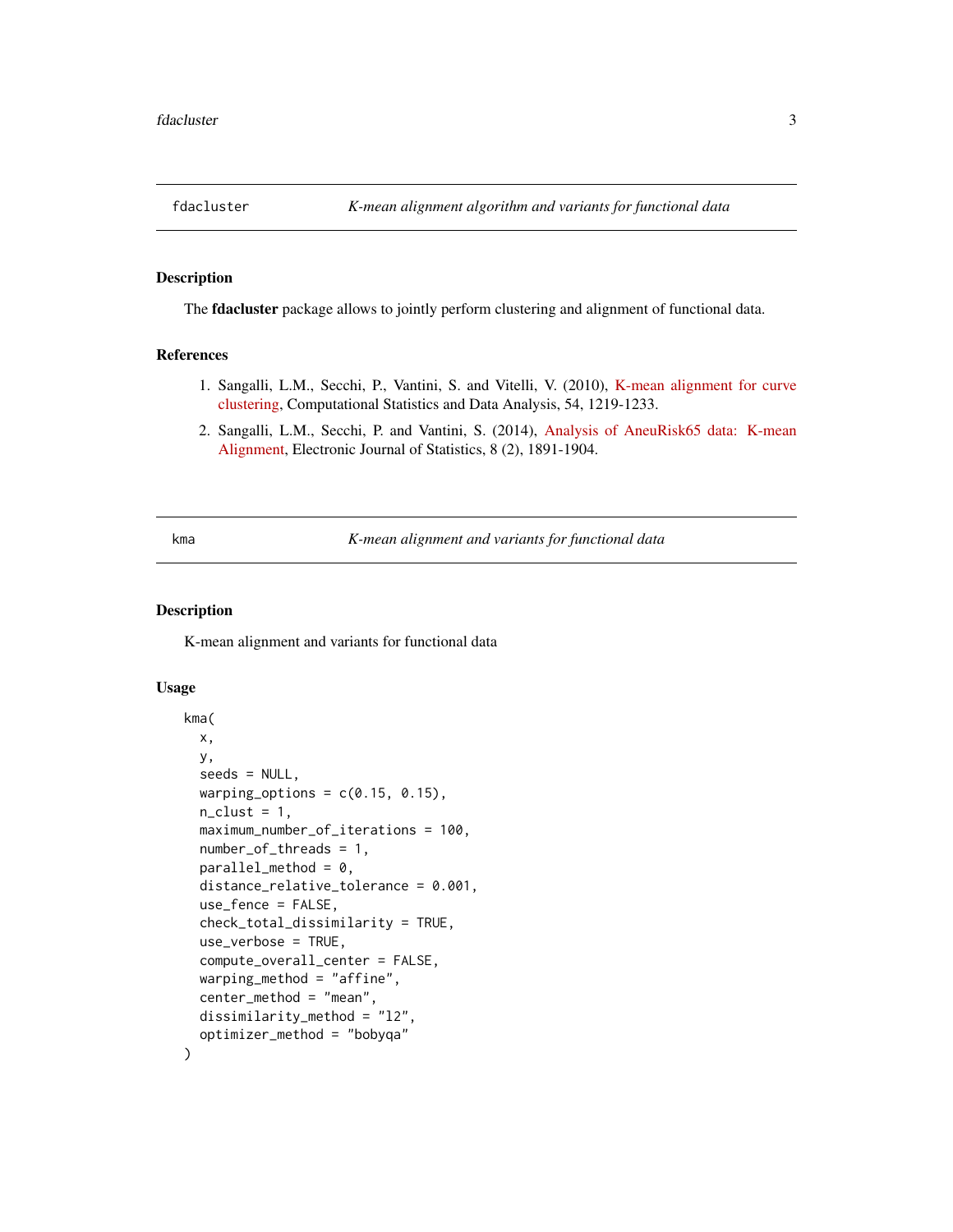## fdacluster — *K-mean alignment algorithm and variants for functional data*

### Description

The **fdacluster** package allows to jointly perform clustering and alignment of functional data.

### References

1. Sangalli, L.M., Secchi, P., Vantini, S. and Vitelli, V. (2010), K-mean alignment for curve clustering, Computational Statistics and Data Analysis, 54, 1219-1233.
2. Sangalli, L.M., Secchi, P. and Vantini, S. (2014), Analysis of AneuRisk65 data: K-mean Alignment, Electronic Journal of Statistics, 8 (2), 1891-1904.

## kma — *K-mean alignment and variants for functional data*

### Description

K-mean alignment and variants for functional data

### Usage

```
kma(
  x,
  y,
  seeds = NULL,
  warping_options = c(0.15, 0.15),
  n_clust = 1,
  maximum_number_of_iterations = 100,
  number_of_threads = 1,
  parallel_method = 0,
  distance_relative_tolerance = 0.001,
  use_fence = FALSE,
  check_total_dissimilarity = TRUE,
  use_verbose = TRUE,
  compute_overall_center = FALSE,
  warping_method = "affine",
  center_method = "mean",
  dissimilarity_method = "l2",
  optimizer_method = "bobyqa"
)
```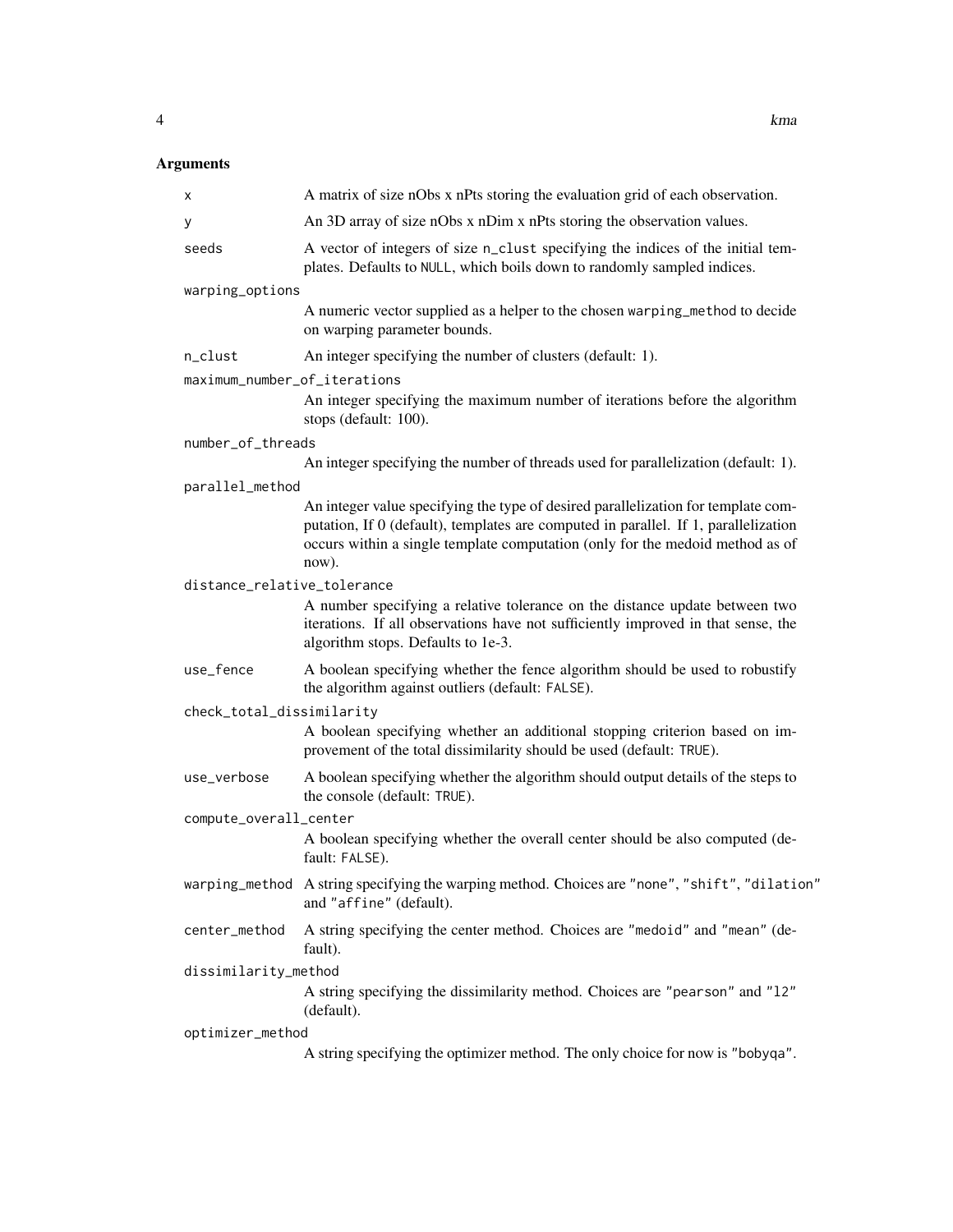## Arguments

**x** A matrix of size nObs x nPts storing the evaluation grid of each observation.

**y** An 3D array of size nObs x nDim x nPts storing the observation values.

**seeds** A vector of integers of size `n_clust` specifying the indices of the initial templates. Defaults to `NULL`, which boils down to randomly sampled indices.

**warping_options** A numeric vector supplied as a helper to the chosen `warping_method` to decide on warping parameter bounds.

**n_clust** An integer specifying the number of clusters (default: 1).

**maximum_number_of_iterations** An integer specifying the maximum number of iterations before the algorithm stops (default: 100).

**number_of_threads** An integer specifying the number of threads used for parallelization (default: 1).

**parallel_method** An integer value specifying the type of desired parallelization for template computation, If 0 (default), templates are computed in parallel. If 1, parallelization occurs within a single template computation (only for the medoid method as of now).

**distance_relative_tolerance** A number specifying a relative tolerance on the distance update between two iterations. If all observations have not sufficiently improved in that sense, the algorithm stops. Defaults to 1e-3.

**use_fence** A boolean specifying whether the fence algorithm should be used to robustify the algorithm against outliers (default: `FALSE`).

**check_total_dissimilarity** A boolean specifying whether an additional stopping criterion based on improvement of the total dissimilarity should be used (default: `TRUE`).

**use_verbose** A boolean specifying whether the algorithm should output details of the steps to the console (default: `TRUE`).

**compute_overall_center** A boolean specifying whether the overall center should be also computed (default: `FALSE`).

**warping_method** A string specifying the warping method. Choices are `"none"`, `"shift"`, `"dilation"` and `"affine"` (default).

**center_method** A string specifying the center method. Choices are `"medoid"` and `"mean"` (default).

**dissimilarity_method** A string specifying the dissimilarity method. Choices are `"pearson"` and `"l2"` (default).

**optimizer_method** A string specifying the optimizer method. The only choice for now is `"bobyqa"`.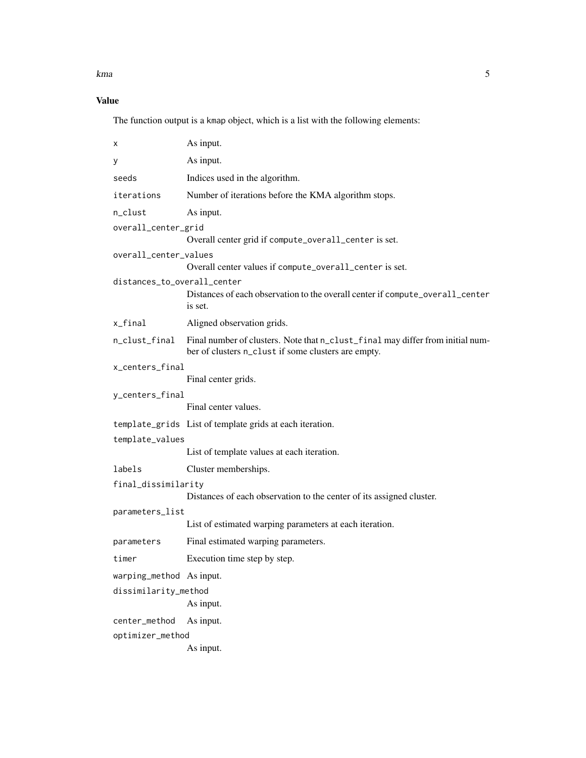### Value

The function output is a kmap object, which is a list with the following elements:

- `x` As input.
- `y` As input.
- `seeds` Indices used in the algorithm.
- `iterations` Number of iterations before the KMA algorithm stops.
- `n_clust` As input.
- `overall_center_grid` Overall center grid if `compute_overall_center` is set.
- `overall_center_values` Overall center values if `compute_overall_center` is set.
- `distances_to_overall_center` Distances of each observation to the overall center if `compute_overall_center` is set.
- `x_final` Aligned observation grids.
- `n_clust_final` Final number of clusters. Note that `n_clust_final` may differ from initial number of clusters `n_clust` if some clusters are empty.
- `x_centers_final` Final center grids.
- `y_centers_final` Final center values.
- `template_grids` List of template grids at each iteration.
- `template_values` List of template values at each iteration.
- `labels` Cluster memberships.
- `final_dissimilarity` Distances of each observation to the center of its assigned cluster.
- `parameters_list` List of estimated warping parameters at each iteration.
- `parameters` Final estimated warping parameters.
- `timer` Execution time step by step.
- `warping_method` As input.
- `dissimilarity_method` As input.
- `center_method` As input.
- `optimizer_method` As input.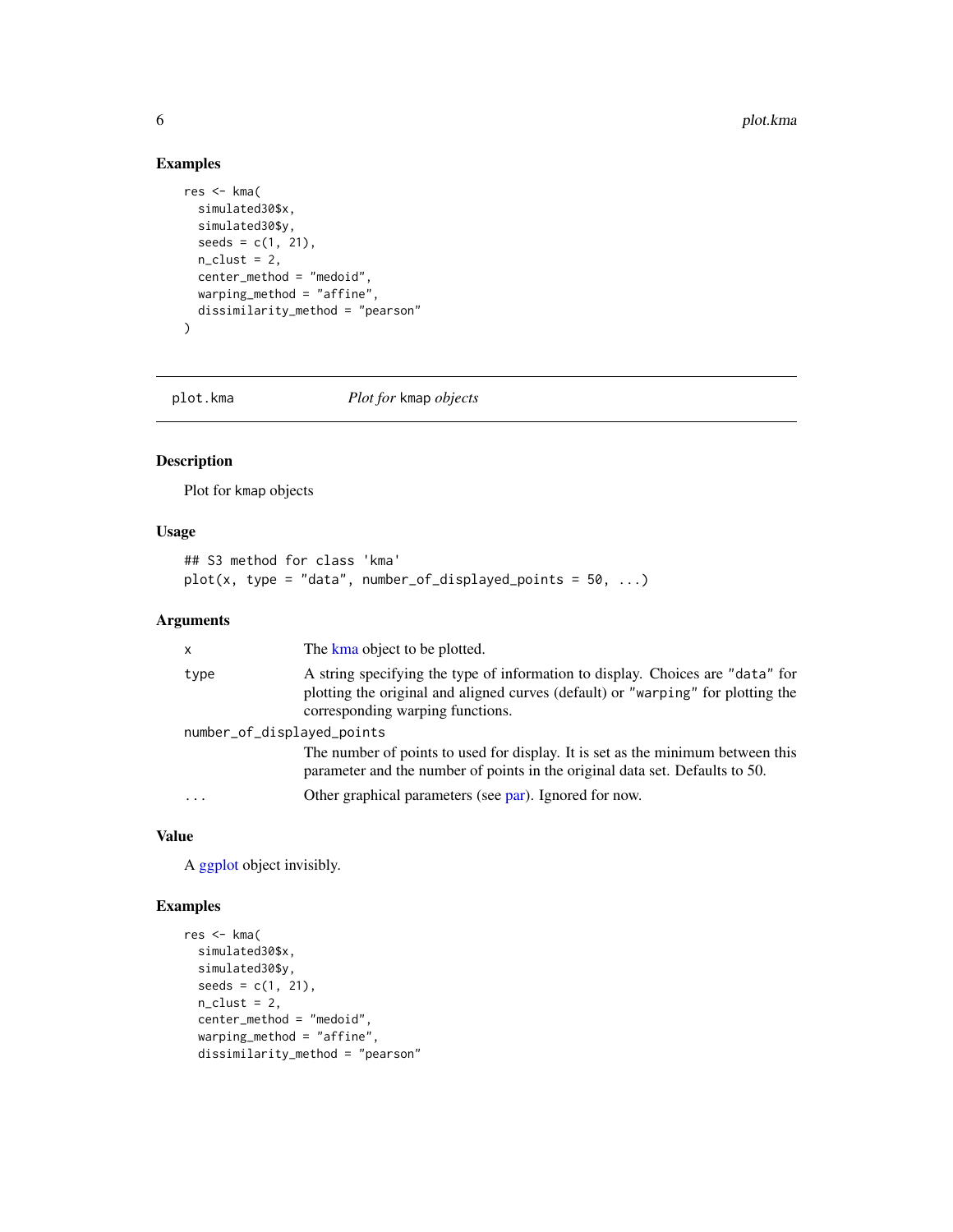## Examples

```
res <- kma(
  simulated30$x,
  simulated30$y,
  seeds = c(1, 21),
  n_clust = 2,
  center_method = "medoid",
  warping_method = "affine",
  dissimilarity_method = "pearson"
)
```

---

# plot.kma *Plot for* `kmap` *objects*

## Description

Plot for kmap objects

## Usage

```
## S3 method for class 'kma'
plot(x, type = "data", number_of_displayed_points = 50, ...)
```

## Arguments

| | |
|---|---|
| `x` | The kma object to be plotted. |
| `type` | A string specifying the type of information to display. Choices are `"data"` for plotting the original and aligned curves (default) or `"warping"` for plotting the corresponding warping functions. |
| `number_of_displayed_points` | The number of points to used for display. It is set as the minimum between this parameter and the number of points in the original data set. Defaults to 50. |
| `...` | Other graphical parameters (see par). Ignored for now. |

## Value

A ggplot object invisibly.

## Examples

```
res <- kma(
  simulated30$x,
  simulated30$y,
  seeds = c(1, 21),
  n_clust = 2,
  center_method = "medoid",
  warping_method = "affine",
  dissimilarity_method = "pearson"
```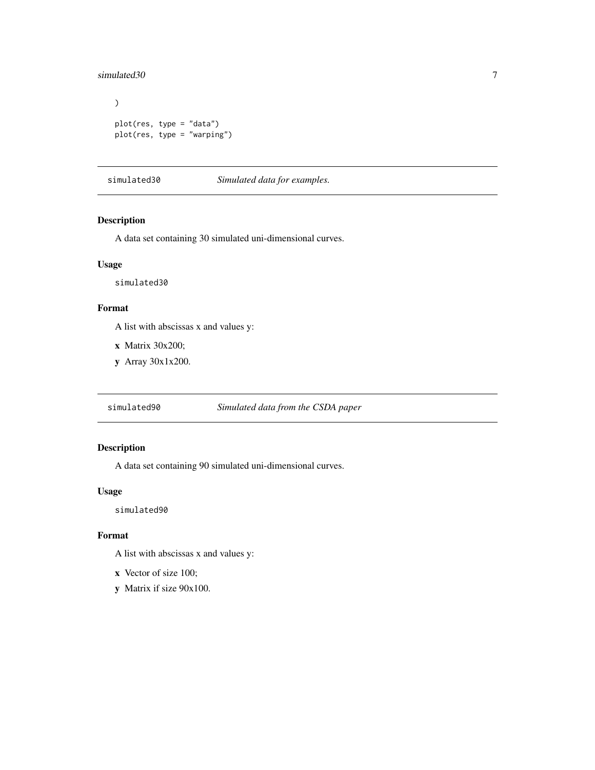```
)

plot(res, type = "data")
plot(res, type = "warping")
```

## simulated30 — *Simulated data for examples.*

### Description

A data set containing 30 simulated uni-dimensional curves.

### Usage

```
simulated30
```

### Format

A list with abscissas x and values y:

- **x** Matrix 30x200;
- **y** Array 30x1x200.

## simulated90 — *Simulated data from the CSDA paper*

### Description

A data set containing 90 simulated uni-dimensional curves.

### Usage

```
simulated90
```

### Format

A list with abscissas x and values y:

- **x** Vector of size 100;
- **y** Matrix if size 90x100.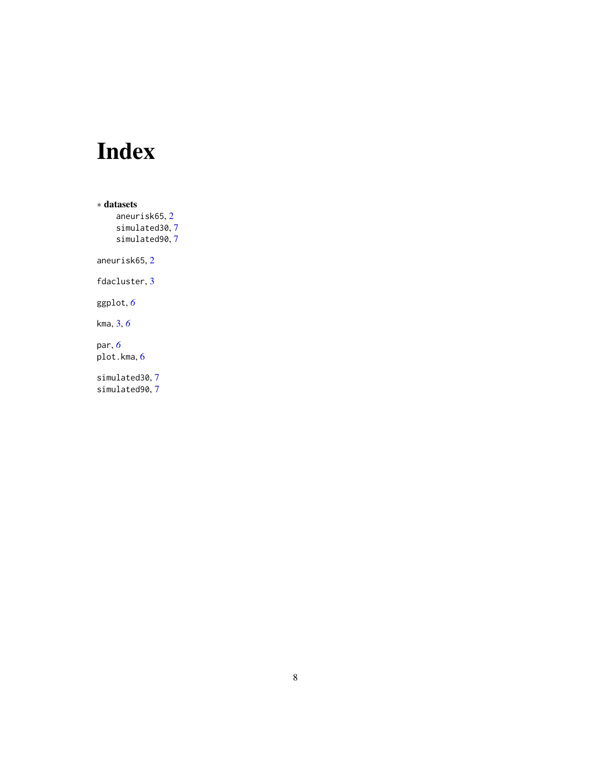# Index

∗ **datasets**
    aneurisk65, 2
    simulated30, 7
    simulated90, 7

aneurisk65, 2

fdacluster, 3

ggplot, *6*

kma, 3, *6*

par, *6*
plot.kma, 6

simulated30, 7
simulated90, 7